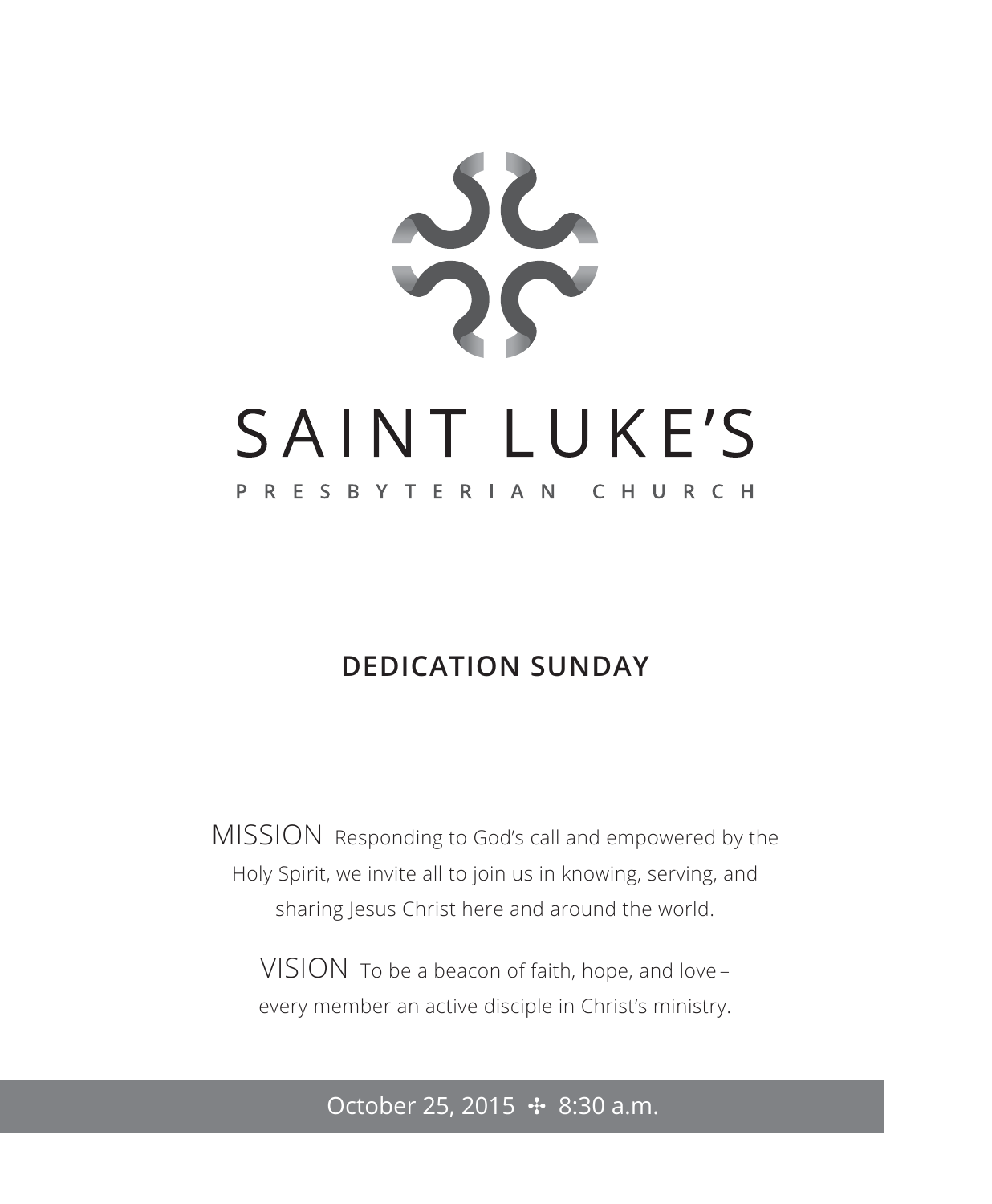# SAINT LUKE'S

PRESBYTERIAN CHURCH

## DEDICATION SUNDAY

MISSION Responding to God's call and empowered by the Holy Spirit, we invite all to join us in knowing, serving, and sharing Jesus Christ here and around the world.

VISION To be a beacon of faith, hope, and love – every member an active disciple in Christ's ministry.

October 25, 2015 ✣ 8:30 a.m.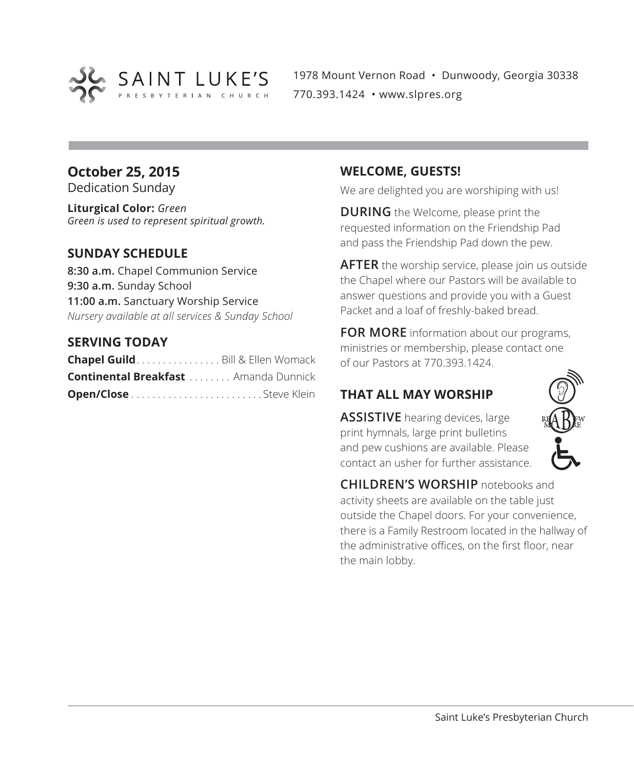SAINT LUKE'S
PRESBYTERIAN CHURCH

1978 Mount Vernon Road • Dunwoody, Georgia 30338
770.393.1424 • www.slpres.org

## October 25, 2015

Dedication Sunday

**Liturgical Color:** *Green*
*Green is used to represent spiritual growth.*

### SUNDAY SCHEDULE

**8:30 a.m.** Chapel Communion Service
**9:30 a.m.** Sunday School
**11:00 a.m.** Sanctuary Worship Service
*Nursery available at all services & Sunday School*

### SERVING TODAY

**Chapel Guild** . . . . . . . . . . . . . . . . Bill & Ellen Womack
**Continental Breakfast** . . . . . . . . Amanda Dunnick
**Open/Close** . . . . . . . . . . . . . . . . . . . . . . . . . Steve Klein

### WELCOME, GUESTS!

We are delighted you are worshiping with us!

**DURING** the Welcome, please print the requested information on the Friendship Pad and pass the Friendship Pad down the pew.

**AFTER** the worship service, please join us outside the Chapel where our Pastors will be available to answer questions and provide you with a Guest Packet and a loaf of freshly-baked bread.

**FOR MORE** information about our programs, ministries or membership, please contact one of our Pastors at 770.393.1424.

### THAT ALL MAY WORSHIP

**ASSISTIVE** hearing devices, large print hymnals, large print bulletins and pew cushions are available. Please contact an usher for further assistance.

**CHILDREN'S WORSHIP** notebooks and activity sheets are available on the table just outside the Chapel doors. For your convenience, there is a Family Restroom located in the hallway of the administrative offices, on the first floor, near the main lobby.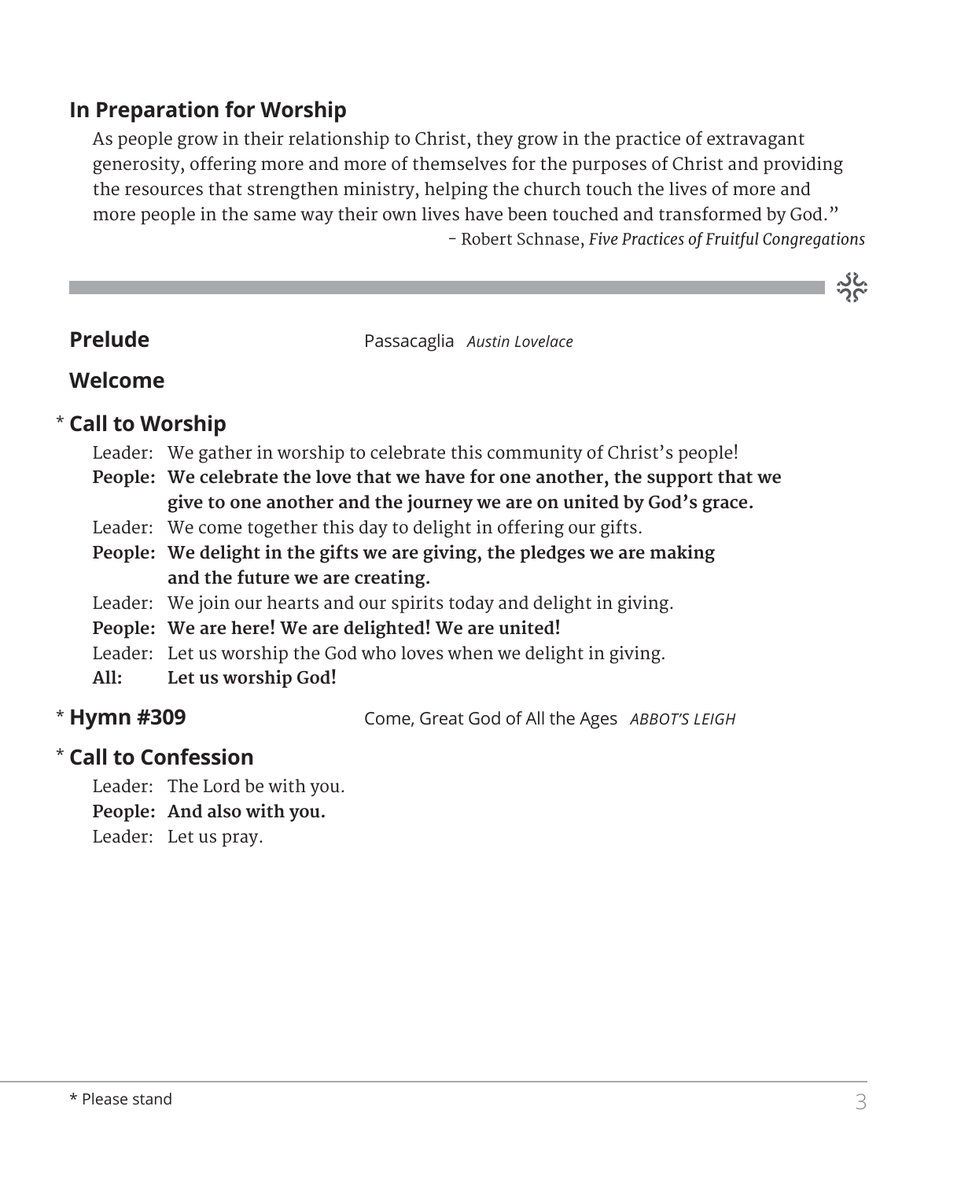## In Preparation for Worship

As people grow in their relationship to Christ, they grow in the practice of extravagant generosity, offering more and more of themselves for the purposes of Christ and providing the resources that strengthen ministry, helping the church touch the lives of more and more people in the same way their own lives have been touched and transformed by God."

– Robert Schnase, *Five Practices of Fruitful Congregations*

---

**Prelude** Passacaglia *Austin Lovelace*

**Welcome**

\* **Call to Worship**

Leader: We gather in worship to celebrate this community of Christ's people!

**People: We celebrate the love that we have for one another, the support that we give to one another and the journey we are on united by God's grace.**

Leader: We come together this day to delight in offering our gifts.

**People: We delight in the gifts we are giving, the pledges we are making and the future we are creating.**

Leader: We join our hearts and our spirits today and delight in giving.

**People: We are here! We are delighted! We are united!**

Leader: Let us worship the God who loves when we delight in giving.

**All: Let us worship God!**

\* **Hymn #309** Come, Great God of All the Ages *ABBOT'S LEIGH*

\* **Call to Confession**

Leader: The Lord be with you.

**People: And also with you.**

Leader: Let us pray.

\* Please stand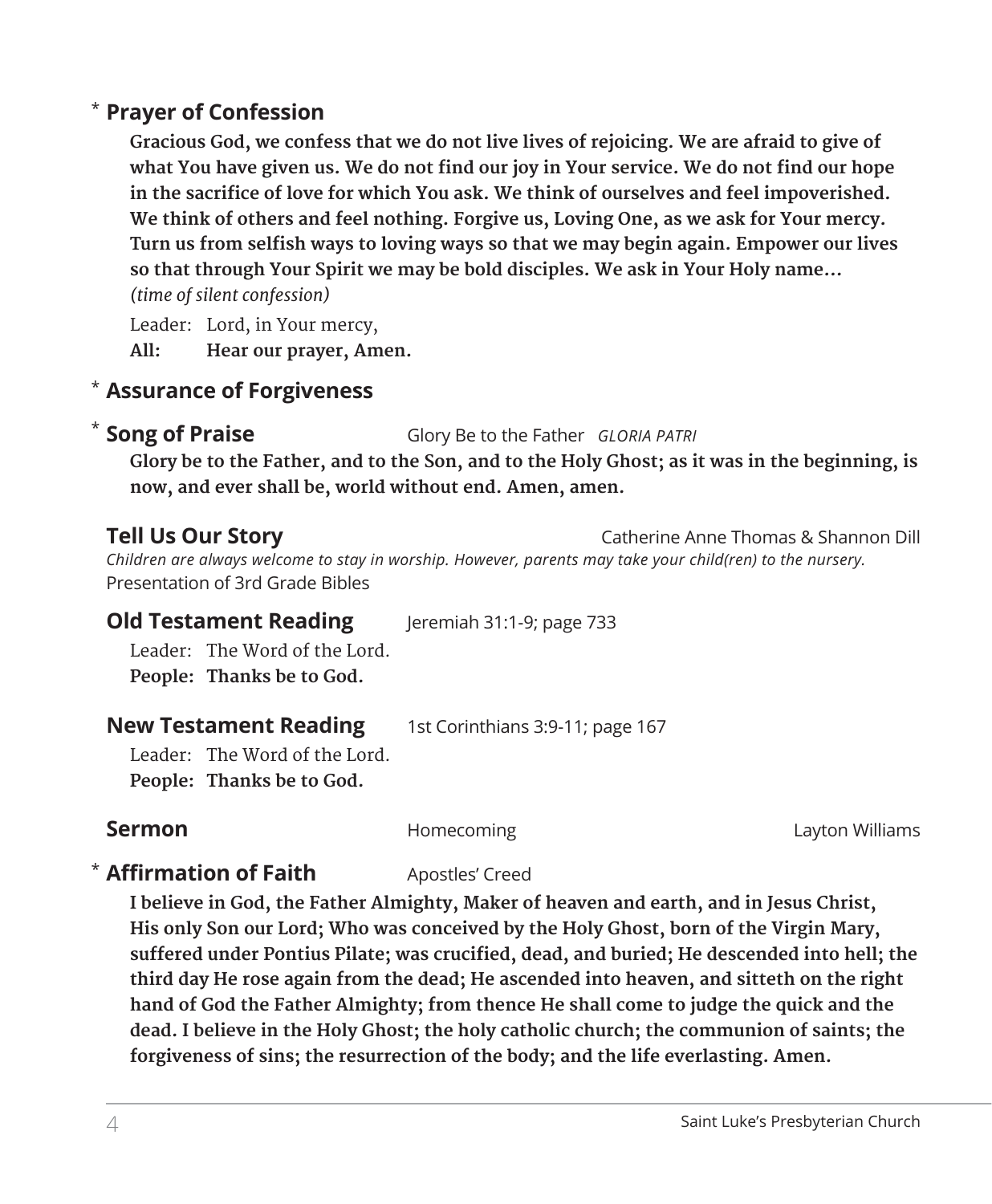## * Prayer of Confession

**Gracious God, we confess that we do not live lives of rejoicing. We are afraid to give of what You have given us. We do not find our joy in Your service. We do not find our hope in the sacrifice of love for which You ask. We think of ourselves and feel impoverished. We think of others and feel nothing. Forgive us, Loving One, as we ask for Your mercy. Turn us from selfish ways to loving ways so that we may begin again. Empower our lives so that through Your Spirit we may be bold disciples. We ask in Your Holy name…**
*(time of silent confession)*

Leader: Lord, in Your mercy,
**All: Hear our prayer, Amen.**

## * Assurance of Forgiveness

## * Song of Praise

Glory Be to the Father *GLORIA PATRI*

**Glory be to the Father, and to the Son, and to the Holy Ghost; as it was in the beginning, is now, and ever shall be, world without end. Amen, amen.**

## Tell Us Our Story

Catherine Anne Thomas & Shannon Dill

*Children are always welcome to stay in worship. However, parents may take your child(ren) to the nursery.*

Presentation of 3rd Grade Bibles

## Old Testament Reading

Jeremiah 31:1-9; page 733

Leader: The Word of the Lord.
**People: Thanks be to God.**

## New Testament Reading

1st Corinthians 3:9-11; page 167

Leader: The Word of the Lord.
**People: Thanks be to God.**

## Sermon

Homecoming — Layton Williams

## * Affirmation of Faith

Apostles' Creed

**I believe in God, the Father Almighty, Maker of heaven and earth, and in Jesus Christ, His only Son our Lord; Who was conceived by the Holy Ghost, born of the Virgin Mary, suffered under Pontius Pilate; was crucified, dead, and buried; He descended into hell; the third day He rose again from the dead; He ascended into heaven, and sitteth on the right hand of God the Father Almighty; from thence He shall come to judge the quick and the dead. I believe in the Holy Ghost; the holy catholic church; the communion of saints; the forgiveness of sins; the resurrection of the body; and the life everlasting. Amen.**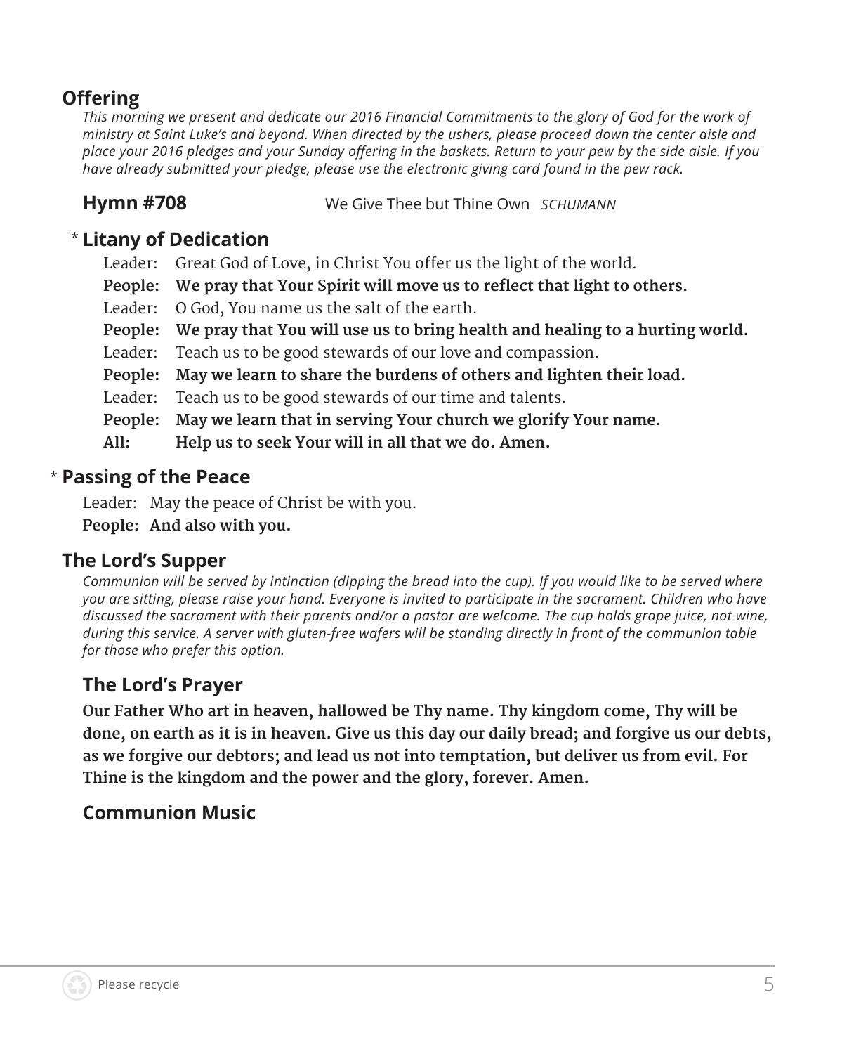## Offering

*This morning we present and dedicate our 2016 Financial Commitments to the glory of God for the work of ministry at Saint Luke's and beyond. When directed by the ushers, please proceed down the center aisle and place your 2016 pledges and your Sunday offering in the baskets. Return to your pew by the side aisle. If you have already submitted your pledge, please use the electronic giving card found in the pew rack.*

### Hymn #708 — We Give Thee but Thine Own *SCHUMANN*

### * Litany of Dedication

Leader: Great God of Love, in Christ You offer us the light of the world.

**People: We pray that Your Spirit will move us to reflect that light to others.**

Leader: O God, You name us the salt of the earth.

**People: We pray that You will use us to bring health and healing to a hurting world.**

Leader: Teach us to be good stewards of our love and compassion.

**People: May we learn to share the burdens of others and lighten their load.**

Leader: Teach us to be good stewards of our time and talents.

**People: May we learn that in serving Your church we glorify Your name.**

**All: Help us to seek Your will in all that we do. Amen.**

## * Passing of the Peace

Leader: May the peace of Christ be with you.

**People: And also with you.**

## The Lord's Supper

*Communion will be served by intinction (dipping the bread into the cup). If you would like to be served where you are sitting, please raise your hand. Everyone is invited to participate in the sacrament. Children who have discussed the sacrament with their parents and/or a pastor are welcome. The cup holds grape juice, not wine, during this service. A server with gluten-free wafers will be standing directly in front of the communion table for those who prefer this option.*

### The Lord's Prayer

**Our Father Who art in heaven, hallowed be Thy name. Thy kingdom come, Thy will be done, on earth as it is in heaven. Give us this day our daily bread; and forgive us our debts, as we forgive our debtors; and lead us not into temptation, but deliver us from evil. For Thine is the kingdom and the power and the glory, forever. Amen.**

### Communion Music

Please recycle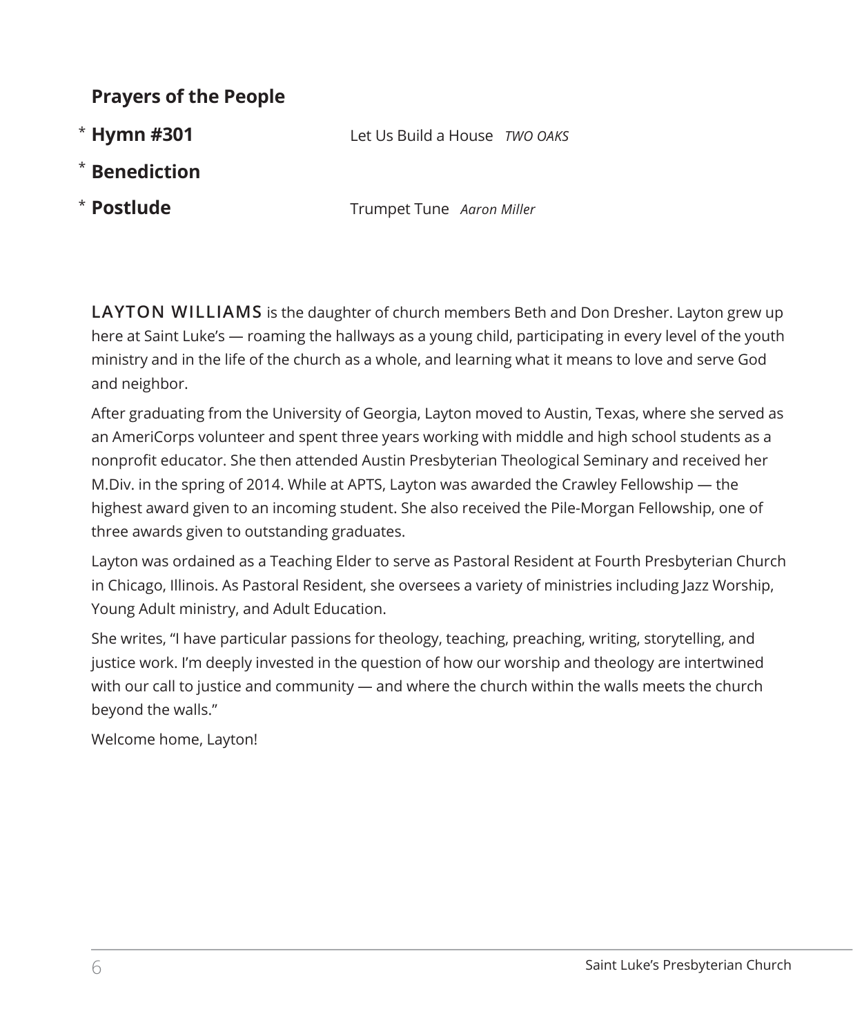**Prayers of the People**

\* **Hymn #301** Let Us Build a House *TWO OAKS*

\* **Benediction**

\* **Postlude** Trumpet Tune *Aaron Miller*

**LAYTON WILLIAMS** is the daughter of church members Beth and Don Dresher. Layton grew up here at Saint Luke's — roaming the hallways as a young child, participating in every level of the youth ministry and in the life of the church as a whole, and learning what it means to love and serve God and neighbor.

After graduating from the University of Georgia, Layton moved to Austin, Texas, where she served as an AmeriCorps volunteer and spent three years working with middle and high school students as a nonprofit educator. She then attended Austin Presbyterian Theological Seminary and received her M.Div. in the spring of 2014. While at APTS, Layton was awarded the Crawley Fellowship — the highest award given to an incoming student. She also received the Pile-Morgan Fellowship, one of three awards given to outstanding graduates.

Layton was ordained as a Teaching Elder to serve as Pastoral Resident at Fourth Presbyterian Church in Chicago, Illinois. As Pastoral Resident, she oversees a variety of ministries including Jazz Worship, Young Adult ministry, and Adult Education.

She writes, "I have particular passions for theology, teaching, preaching, writing, storytelling, and justice work. I'm deeply invested in the question of how our worship and theology are intertwined with our call to justice and community — and where the church within the walls meets the church beyond the walls."

Welcome home, Layton!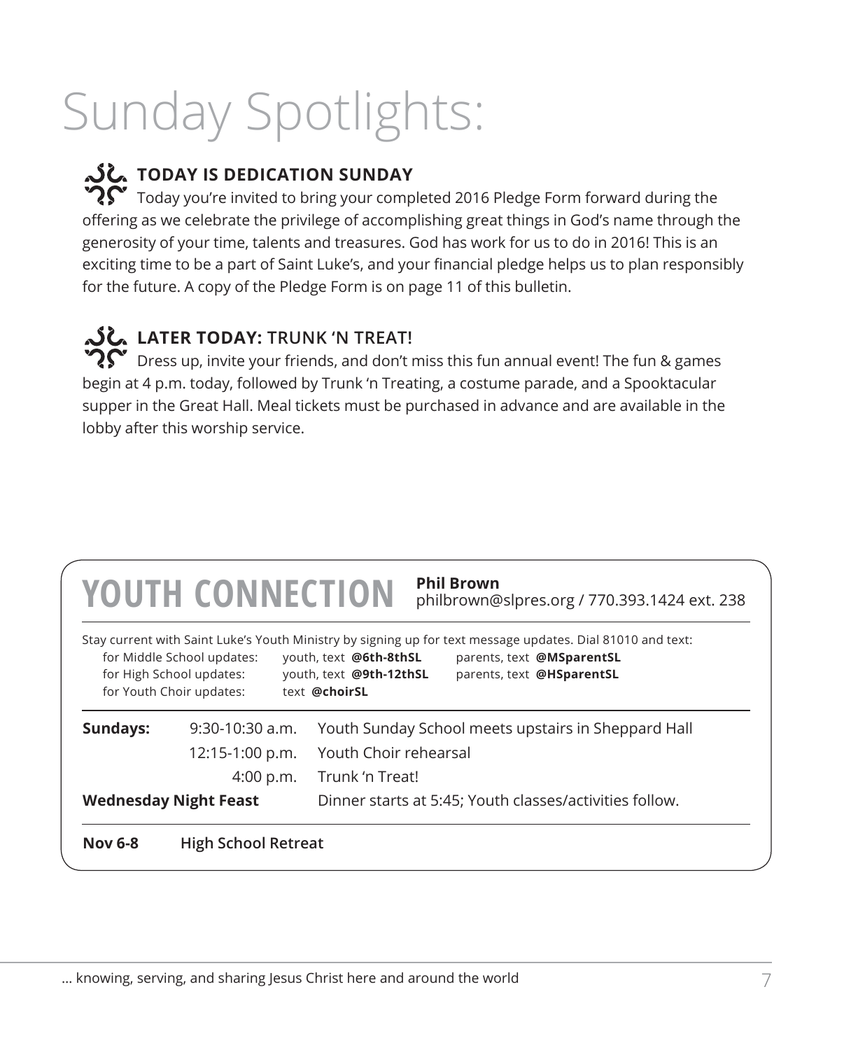# Sunday Spotlights:

### TODAY IS DEDICATION SUNDAY

Today you're invited to bring your completed 2016 Pledge Form forward during the offering as we celebrate the privilege of accomplishing great things in God's name through the generosity of your time, talents and treasures. God has work for us to do in 2016! This is an exciting time to be a part of Saint Luke's, and your financial pledge helps us to plan responsibly for the future. A copy of the Pledge Form is on page 11 of this bulletin.

### LATER TODAY: TRUNK 'N TREAT!

Dress up, invite your friends, and don't miss this fun annual event! The fun & games begin at 4 p.m. today, followed by Trunk 'n Treating, a costume parade, and a Spooktacular supper in the Great Hall. Meal tickets must be purchased in advance and are available in the lobby after this worship service.

## YOUTH CONNECTION

**Phil Brown**
philbrown@slpres.org / 770.393.1424 ext. 238

Stay current with Saint Luke's Youth Ministry by signing up for text message updates. Dial 81010 and text:

| | | |
|---|---|---|
| for Middle School updates: | youth, text **@6th-8thSL** | parents, text **@MSparentSL** |
| for High School updates: | youth, text **@9th-12thSL** | parents, text **@HSparentSL** |
| for Youth Choir updates: | text **@choirSL** | |

| | | |
|---|---|---|
| **Sundays:** | 9:30-10:30 a.m. | Youth Sunday School meets upstairs in Sheppard Hall |
| | 12:15-1:00 p.m. | Youth Choir rehearsal |
| | 4:00 p.m. | Trunk 'n Treat! |
| **Wednesday Night Feast** | | Dinner starts at 5:45; Youth classes/activities follow. |

**Nov 6-8** **High School Retreat**

... knowing, serving, and sharing Jesus Christ here and around the world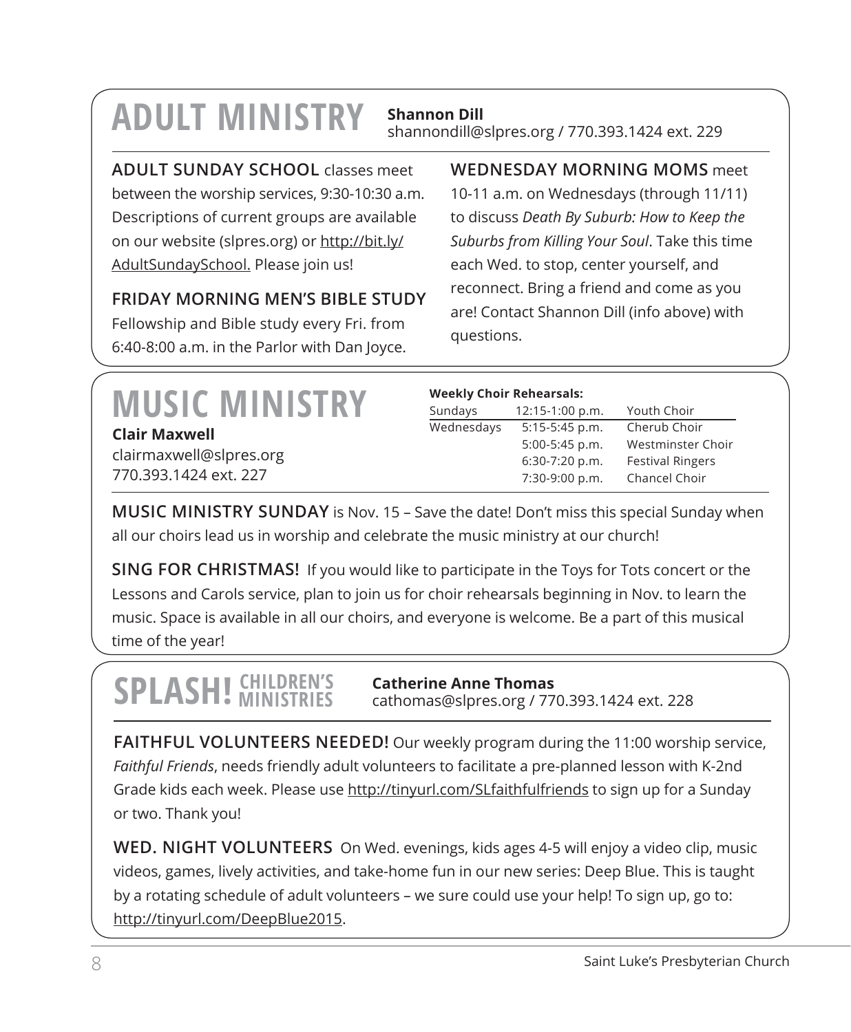# ADULT MINISTRY

**Shannon Dill**
shannondill@slpres.org / 770.393.1424 ext. 229

**ADULT SUNDAY SCHOOL** classes meet between the worship services, 9:30-10:30 a.m. Descriptions of current groups are available on our website (slpres.org) or http://bit.ly/AdultSundaySchool. Please join us!

**FRIDAY MORNING MEN'S BIBLE STUDY**
Fellowship and Bible study every Fri. from 6:40-8:00 a.m. in the Parlor with Dan Joyce.

**WEDNESDAY MORNING MOMS** meet 10-11 a.m. on Wednesdays (through 11/11) to discuss *Death By Suburb: How to Keep the Suburbs from Killing Your Soul*. Take this time each Wed. to stop, center yourself, and reconnect. Bring a friend and come as you are! Contact Shannon Dill (info above) with questions.

# MUSIC MINISTRY

**Clair Maxwell**
clairmaxwell@slpres.org
770.393.1424 ext. 227

**Weekly Choir Rehearsals:**

| Day | Time | Choir |
|---|---|---|
| Sundays | 12:15-1:00 p.m. | Youth Choir |
| Wednesdays | 5:15-5:45 p.m. | Cherub Choir |
| | 5:00-5:45 p.m. | Westminster Choir |
| | 6:30-7:20 p.m. | Festival Ringers |
| | 7:30-9:00 p.m. | Chancel Choir |

**MUSIC MINISTRY SUNDAY** is Nov. 15 – Save the date! Don't miss this special Sunday when all our choirs lead us in worship and celebrate the music ministry at our church!

**SING FOR CHRISTMAS!** If you would like to participate in the Toys for Tots concert or the Lessons and Carols service, plan to join us for choir rehearsals beginning in Nov. to learn the music. Space is available in all our choirs, and everyone is welcome. Be a part of this musical time of the year!

# SPLASH! CHILDREN'S MINISTRIES

**Catherine Anne Thomas**
cathomas@slpres.org / 770.393.1424 ext. 228

**FAITHFUL VOLUNTEERS NEEDED!** Our weekly program during the 11:00 worship service, *Faithful Friends*, needs friendly adult volunteers to facilitate a pre-planned lesson with K-2nd Grade kids each week. Please use http://tinyurl.com/SLfaithfulfriends to sign up for a Sunday or two. Thank you!

**WED. NIGHT VOLUNTEERS** On Wed. evenings, kids ages 4-5 will enjoy a video clip, music videos, games, lively activities, and take-home fun in our new series: Deep Blue. This is taught by a rotating schedule of adult volunteers – we sure could use your help! To sign up, go to: http://tinyurl.com/DeepBlue2015.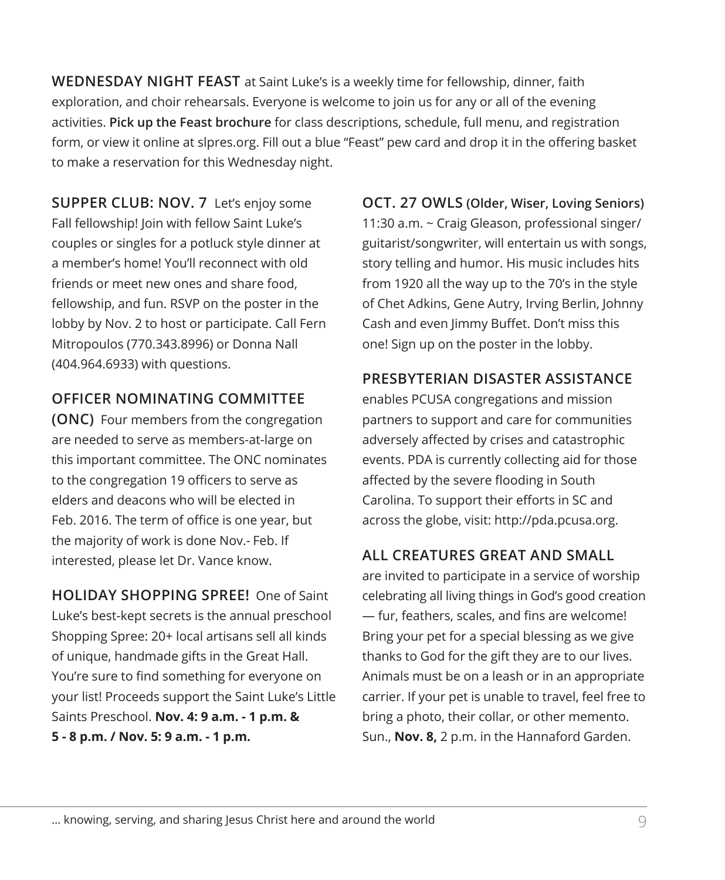**WEDNESDAY NIGHT FEAST** at Saint Luke's is a weekly time for fellowship, dinner, faith exploration, and choir rehearsals. Everyone is welcome to join us for any or all of the evening activities. **Pick up the Feast brochure** for class descriptions, schedule, full menu, and registration form, or view it online at slpres.org. Fill out a blue "Feast" pew card and drop it in the offering basket to make a reservation for this Wednesday night.

**SUPPER CLUB: NOV. 7** Let's enjoy some Fall fellowship! Join with fellow Saint Luke's couples or singles for a potluck style dinner at a member's home! You'll reconnect with old friends or meet new ones and share food, fellowship, and fun. RSVP on the poster in the lobby by Nov. 2 to host or participate. Call Fern Mitropoulos (770.343.8996) or Donna Nall (404.964.6933) with questions.

**OFFICER NOMINATING COMMITTEE (ONC)** Four members from the congregation are needed to serve as members-at-large on this important committee. The ONC nominates to the congregation 19 officers to serve as elders and deacons who will be elected in Feb. 2016. The term of office is one year, but the majority of work is done Nov.- Feb. If interested, please let Dr. Vance know.

**HOLIDAY SHOPPING SPREE!** One of Saint Luke's best-kept secrets is the annual preschool Shopping Spree: 20+ local artisans sell all kinds of unique, handmade gifts in the Great Hall. You're sure to find something for everyone on your list! Proceeds support the Saint Luke's Little Saints Preschool. **Nov. 4: 9 a.m. - 1 p.m. & 5 - 8 p.m. / Nov. 5: 9 a.m. - 1 p.m.**

**OCT. 27 OWLS (Older, Wiser, Loving Seniors)** 11:30 a.m. ~ Craig Gleason, professional singer/guitarist/songwriter, will entertain us with songs, story telling and humor. His music includes hits from 1920 all the way up to the 70's in the style of Chet Adkins, Gene Autry, Irving Berlin, Johnny Cash and even Jimmy Buffet. Don't miss this one! Sign up on the poster in the lobby.

**PRESBYTERIAN DISASTER ASSISTANCE** enables PCUSA congregations and mission partners to support and care for communities adversely affected by crises and catastrophic events. PDA is currently collecting aid for those affected by the severe flooding in South Carolina. To support their efforts in SC and across the globe, visit: http://pda.pcusa.org.

**ALL CREATURES GREAT AND SMALL** are invited to participate in a service of worship celebrating all living things in God's good creation — fur, feathers, scales, and fins are welcome! Bring your pet for a special blessing as we give thanks to God for the gift they are to our lives. Animals must be on a leash or in an appropriate carrier. If your pet is unable to travel, feel free to bring a photo, their collar, or other memento. Sun., **Nov. 8,** 2 p.m. in the Hannaford Garden.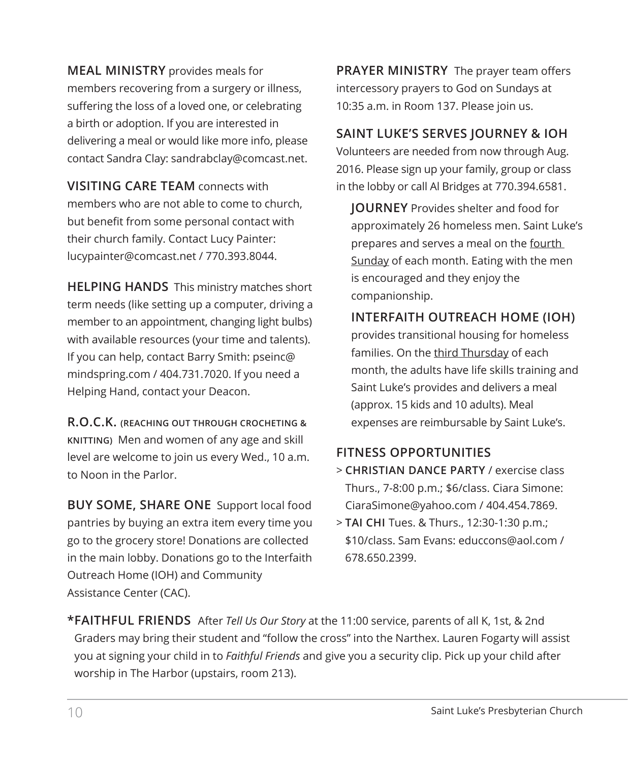**MEAL MINISTRY** provides meals for members recovering from a surgery or illness, suffering the loss of a loved one, or celebrating a birth or adoption. If you are interested in delivering a meal or would like more info, please contact Sandra Clay: sandrabclay@comcast.net.

**VISITING CARE TEAM** connects with members who are not able to come to church, but benefit from some personal contact with their church family. Contact Lucy Painter: lucypainter@comcast.net / 770.393.8044.

**HELPING HANDS** This ministry matches short term needs (like setting up a computer, driving a member to an appointment, changing light bulbs) with available resources (your time and talents). If you can help, contact Barry Smith: pseinc@mindspring.com / 404.731.7020. If you need a Helping Hand, contact your Deacon.

**R.O.C.K. (REACHING OUT THROUGH CROCHETING & KNITTING)** Men and women of any age and skill level are welcome to join us every Wed., 10 a.m. to Noon in the Parlor.

**BUY SOME, SHARE ONE** Support local food pantries by buying an extra item every time you go to the grocery store! Donations are collected in the main lobby. Donations go to the Interfaith Outreach Home (IOH) and Community Assistance Center (CAC).

**PRAYER MINISTRY** The prayer team offers intercessory prayers to God on Sundays at 10:35 a.m. in Room 137. Please join us.

**SAINT LUKE'S SERVES JOURNEY & IOH**
Volunteers are needed from now through Aug. 2016. Please sign up your family, group or class in the lobby or call Al Bridges at 770.394.6581.

**JOURNEY** Provides shelter and food for approximately 26 homeless men. Saint Luke's prepares and serves a meal on the fourth Sunday of each month. Eating with the men is encouraged and they enjoy the companionship.

**INTERFAITH OUTREACH HOME (IOH)** provides transitional housing for homeless families. On the third Thursday of each month, the adults have life skills training and Saint Luke's provides and delivers a meal (approx. 15 kids and 10 adults). Meal expenses are reimbursable by Saint Luke's.

**FITNESS OPPORTUNITIES**

> **CHRISTIAN DANCE PARTY** / exercise class Thurs., 7-8:00 p.m.; $6/class. Ciara Simone: CiaraSimone@yahoo.com / 404.454.7869.

> **TAI CHI** Tues. & Thurs., 12:30-1:30 p.m.; $10/class. Sam Evans: educcons@aol.com / 678.650.2399.

**\*FAITHFUL FRIENDS** After *Tell Us Our Story* at the 11:00 service, parents of all K, 1st, & 2nd Graders may bring their student and "follow the cross" into the Narthex. Lauren Fogarty will assist you at signing your child in to *Faithful Friends* and give you a security clip. Pick up your child after worship in The Harbor (upstairs, room 213).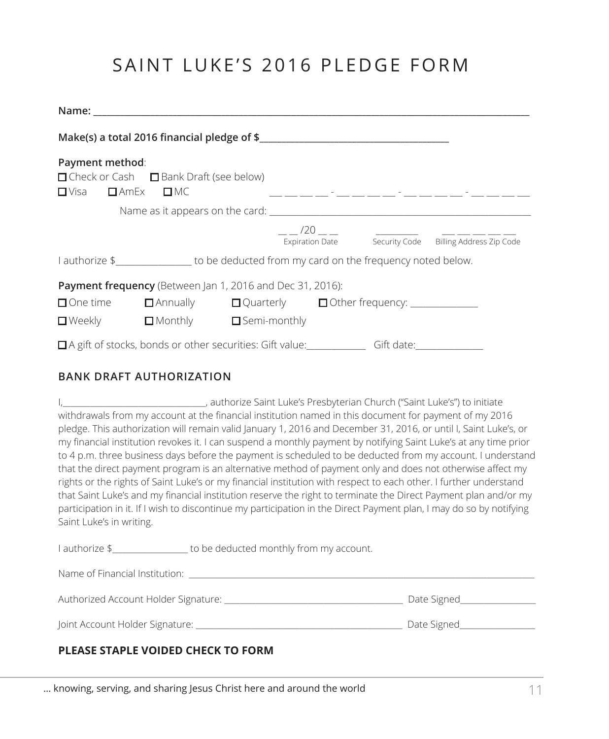# SAINT LUKE'S 2016 PLEDGE FORM

**Name:** ____________________________________________________________________________

**Make(s) a total 2016 financial pledge of $**__________________________________

**Payment method**:

☐ Check or Cash ☐ Bank Draft (see below)

☐ Visa ☐ AmEx ☐ MC ___ ___ ___ ___ - ___ ___ ___ ___ - ___ ___ ___ ___ - ___ ___ ___ ___

Name as it appears on the card: ______________________________________________

__ __ /20 __ __ (Expiration Date) _________ (Security Code) ___ ___ ___ ___ ___ (Billing Address Zip Code)

I authorize $______________ to be deducted from my card on the frequency noted below.

**Payment frequency** (Between Jan 1, 2016 and Dec 31, 2016):

☐ One time ☐ Annually ☐ Quarterly ☐ Other frequency: _____________

☐ Weekly ☐ Monthly ☐ Semi-monthly

☐ A gift of stocks, bonds or other securities: Gift value:___________ Gift date:_____________

## BANK DRAFT AUTHORIZATION

I,____________________________, authorize Saint Luke's Presbyterian Church ("Saint Luke's") to initiate withdrawals from my account at the financial institution named in this document for payment of my 2016 pledge. This authorization will remain valid January 1, 2016 and December 31, 2016, or until I, Saint Luke's, or my financial institution revokes it. I can suspend a monthly payment by notifying Saint Luke's at any time prior to 4 p.m. three business days before the payment is scheduled to be deducted from my account. I understand that the direct payment program is an alternative method of payment only and does not otherwise affect my rights or the rights of Saint Luke's or my financial institution with respect to each other. I further understand that Saint Luke's and my financial institution reserve the right to terminate the Direct Payment plan and/or my participation in it. If I wish to discontinue my participation in the Direct Payment plan, I may do so by notifying Saint Luke's in writing.

I authorize $_______________ to be deducted monthly from my account.

Name of Financial Institution: ____________________________________________________________

Authorized Account Holder Signature: ___________________________________ Date Signed_______________

Joint Account Holder Signature: ________________________________________ Date Signed_______________

**PLEASE STAPLE VOIDED CHECK TO FORM**

… knowing, serving, and sharing Jesus Christ here and around the world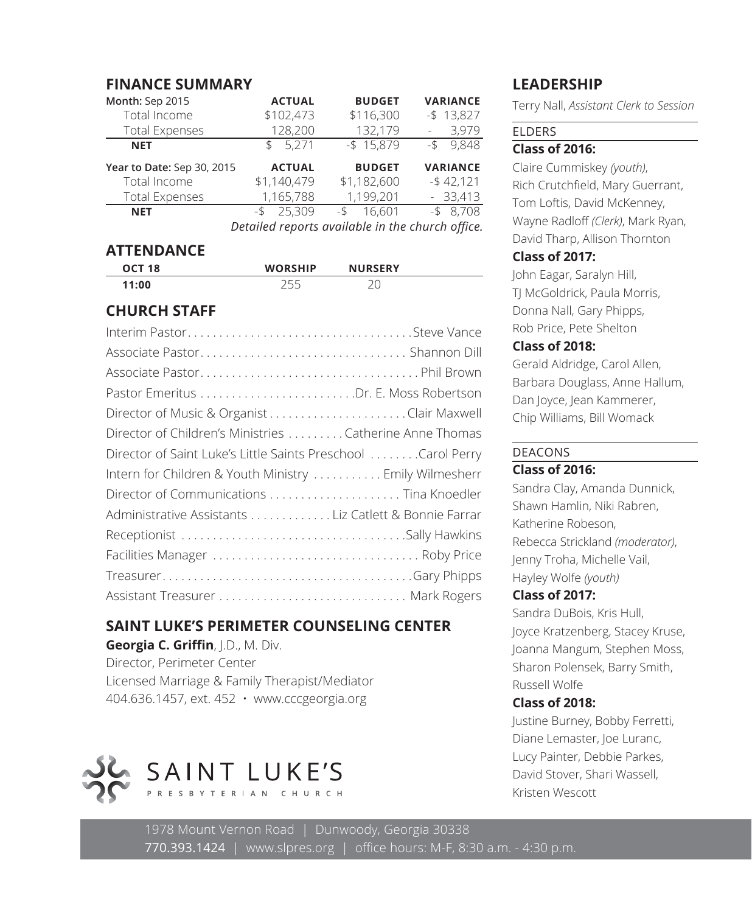## FINANCE SUMMARY

| Month: Sep 2015 | ACTUAL | BUDGET | VARIANCE |
|---|---|---|---|
| Total Income | $102,473 | $116,300 | -$ 13,827 |
| Total Expenses | 128,200 | 132,179 | - 3,979 |
| **NET** | $ 5,271 | -$ 15,879 | -$ 9,848 |

| Year to Date: Sep 30, 2015 | ACTUAL | BUDGET | VARIANCE |
|---|---|---|---|
| Total Income | $1,140,479 | $1,182,600 | -$ 42,121 |
| Total Expenses | 1,165,788 | 1,199,201 | - 33,413 |
| **NET** | -$ 25,309 | -$ 16,601 | -$ 8,708 |

*Detailed reports available in the church office.*

## ATTENDANCE

| OCT 18 | WORSHIP | NURSERY |
|---|---|---|
| 11:00 | 255 | 20 |

## CHURCH STAFF

Interim Pastor . . . . . Steve Vance
Associate Pastor . . . . . Shannon Dill
Associate Pastor . . . . . Phil Brown
Pastor Emeritus . . . . . Dr. E. Moss Robertson
Director of Music & Organist . . . . . Clair Maxwell
Director of Children's Ministries . . . . . Catherine Anne Thomas
Director of Saint Luke's Little Saints Preschool . . . . . Carol Perry
Intern for Children & Youth Ministry . . . . . Emily Wilmesherr
Director of Communications . . . . . Tina Knoedler
Administrative Assistants . . . . . Liz Catlett & Bonnie Farrar
Receptionist . . . . . Sally Hawkins
Facilities Manager . . . . . Roby Price
Treasurer . . . . . Gary Phipps
Assistant Treasurer . . . . . Mark Rogers

## SAINT LUKE'S PERIMETER COUNSELING CENTER

**Georgia C. Griffin**, J.D., M. Div.
Director, Perimeter Center
Licensed Marriage & Family Therapist/Mediator
404.636.1457, ext. 452 • www.cccgeorgia.org

SAINT LUKE'S
PRESBYTERIAN CHURCH

## LEADERSHIP

Terry Nall, *Assistant Clerk to Session*

ELDERS

**Class of 2016:**
Claire Cummiskey *(youth)*, Rich Crutchfield, Mary Guerrant, Tom Loftis, David McKenney, Wayne Radloff *(Clerk)*, Mark Ryan, David Tharp, Allison Thornton

**Class of 2017:**
John Eagar, Saralyn Hill, TJ McGoldrick, Paula Morris, Donna Nall, Gary Phipps, Rob Price, Pete Shelton

**Class of 2018:**
Gerald Aldridge, Carol Allen, Barbara Douglass, Anne Hallum, Dan Joyce, Jean Kammerer, Chip Williams, Bill Womack

DEACONS

**Class of 2016:**
Sandra Clay, Amanda Dunnick, Shawn Hamlin, Niki Rabren, Katherine Robeson, Rebecca Strickland *(moderator)*, Jenny Troha, Michelle Vail, Hayley Wolfe *(youth)*

**Class of 2017:**
Sandra DuBois, Kris Hull, Joyce Kratzenberg, Stacey Kruse, Joanna Mangum, Stephen Moss, Sharon Polensek, Barry Smith, Russell Wolfe

**Class of 2018:**
Justine Burney, Bobby Ferretti, Diane Lemaster, Joe Luranc, Lucy Painter, Debbie Parkes, David Stover, Shari Wassell, Kristen Wescott

1978 Mount Vernon Road | Dunwoody, Georgia 30338
770.393.1424 | www.slpres.org | office hours: M-F, 8:30 a.m. - 4:30 p.m.